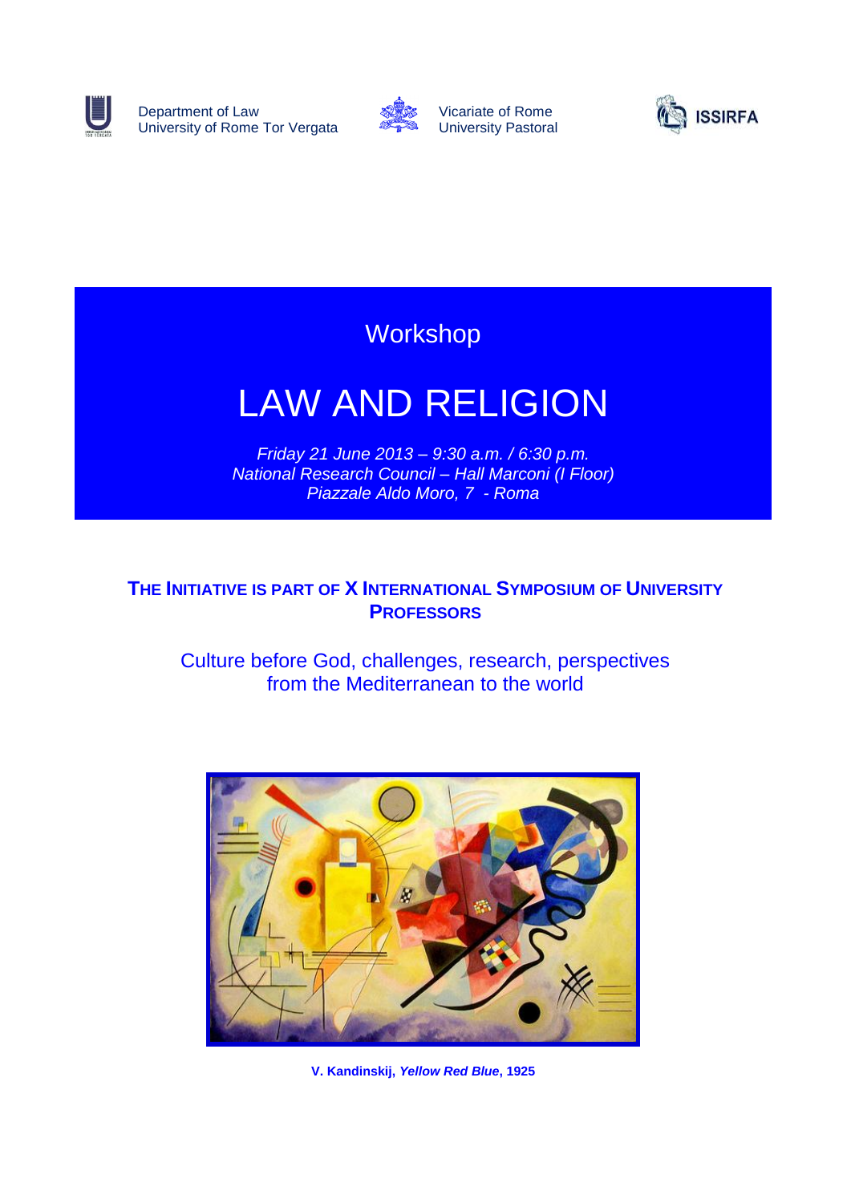Department of Law
University of Rome Tor Vergata

Vicariate of Rome
University Pastoral

ISSIRFA

Workshop

# LAW AND RELIGION

*Friday 21 June 2013 – 9:30 a.m. / 6:30 p.m.*
*National Research Council – Hall Marconi (I Floor)*
*Piazzale Aldo Moro, 7 - Roma*

**THE INITIATIVE IS PART OF X INTERNATIONAL SYMPOSIUM OF UNIVERSITY PROFESSORS**

Culture before God, challenges, research, perspectives from the Mediterranean to the world

**V. Kandinskij, *Yellow Red Blue*, 1925**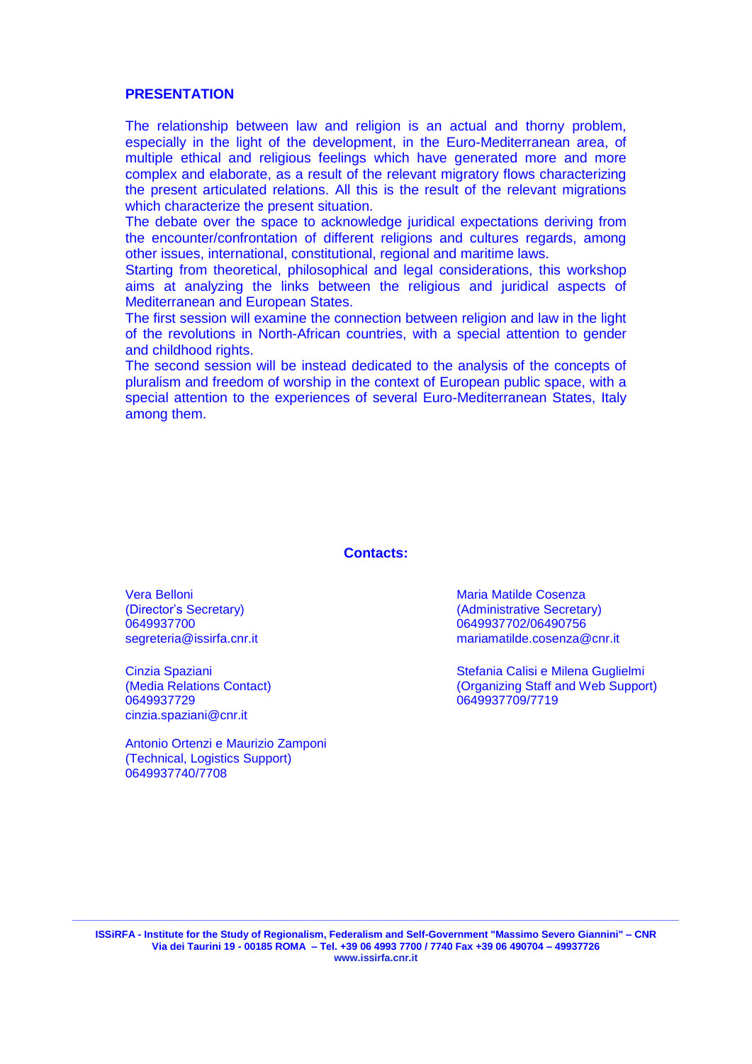## PRESENTATION

The relationship between law and religion is an actual and thorny problem, especially in the light of the development, in the Euro-Mediterranean area, of multiple ethical and religious feelings which have generated more and more complex and elaborate, as a result of the relevant migratory flows characterizing the present articulated relations. All this is the result of the relevant migrations which characterize the present situation.

The debate over the space to acknowledge juridical expectations deriving from the encounter/confrontation of different religions and cultures regards, among other issues, international, constitutional, regional and maritime laws.

Starting from theoretical, philosophical and legal considerations, this workshop aims at analyzing the links between the religious and juridical aspects of Mediterranean and European States.

The first session will examine the connection between religion and law in the light of the revolutions in North-African countries, with a special attention to gender and childhood rights.

The second session will be instead dedicated to the analysis of the concepts of pluralism and freedom of worship in the context of European public space, with a special attention to the experiences of several Euro-Mediterranean States, Italy among them.

### Contacts:

Vera Belloni
(Director's Secretary)
0649937700
segreteria@issirfa.cnr.it

Maria Matilde Cosenza
(Administrative Secretary)
0649937702/06490756
mariamatilde.cosenza@cnr.it

Cinzia Spaziani
(Media Relations Contact)
0649937729
cinzia.spaziani@cnr.it

Stefania Calisi e Milena Guglielmi
(Organizing Staff and Web Support)
0649937709/7719

Antonio Ortenzi e Maurizio Zamponi
(Technical, Logistics Support)
0649937740/7708

**ISSiRFA - Institute for the Study of Regionalism, Federalism and Self-Government "Massimo Severo Giannini" – CNR**
**Via dei Taurini 19 - 00185 ROMA – Tel. +39 06 4993 7700 / 7740 Fax +39 06 490704 – 49937726**
**www.issirfa.cnr.it**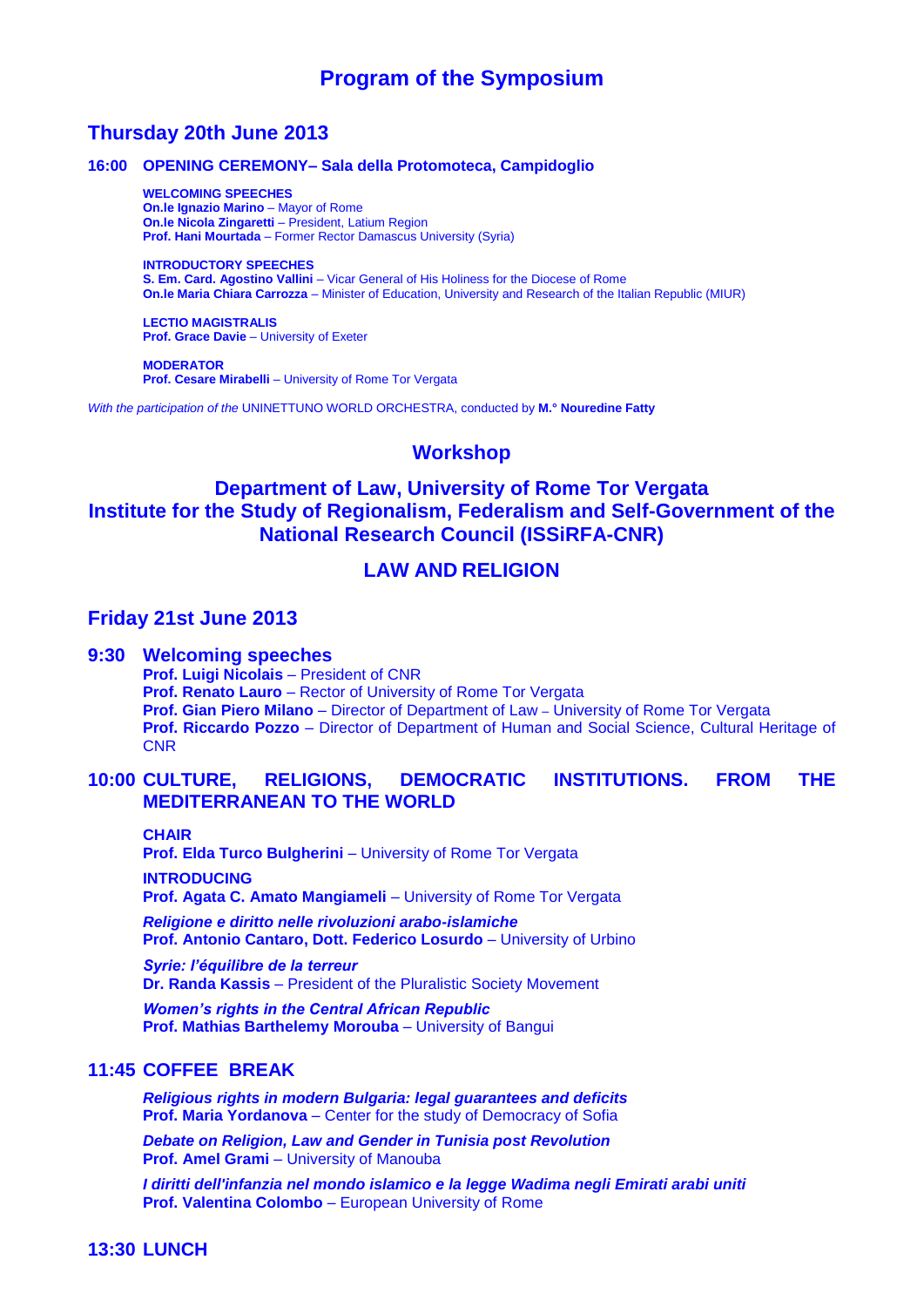# Program of the Symposium

## Thursday 20th June 2013

### 16:00 OPENING CEREMONY– Sala della Protomoteca, Campidoglio

**WELCOMING SPEECHES**
**On.le Ignazio Marino** – Mayor of Rome
**On.le Nicola Zingaretti** – President, Latium Region
**Prof. Hani Mourtada** – Former Rector Damascus University (Syria)

**INTRODUCTORY SPEECHES**
**S. Em. Card. Agostino Vallini** – Vicar General of His Holiness for the Diocese of Rome
**On.le Maria Chiara Carrozza** – Minister of Education, University and Research of the Italian Republic (MIUR)

**LECTIO MAGISTRALIS**
**Prof. Grace Davie** – University of Exeter

**MODERATOR**
**Prof. Cesare Mirabelli** – University of Rome Tor Vergata

*With the participation of the* UNINETTUNO WORLD ORCHESTRA, conducted by **M.° Nouredine Fatty**

## Workshop

## Department of Law, University of Rome Tor Vergata
## Institute for the Study of Regionalism, Federalism and Self-Government of the National Research Council (ISSiRFA-CNR)

## LAW AND RELIGION

## Friday 21st June 2013

### 9:30 Welcoming speeches

**Prof. Luigi Nicolais** – President of CNR
**Prof. Renato Lauro** – Rector of University of Rome Tor Vergata
**Prof. Gian Piero Milano** – Director of Department of Law – University of Rome Tor Vergata
**Prof. Riccardo Pozzo** – Director of Department of Human and Social Science, Cultural Heritage of CNR

### 10:00 CULTURE, RELIGIONS, DEMOCRATIC INSTITUTIONS. FROM THE MEDITERRANEAN TO THE WORLD

**CHAIR**
**Prof. Elda Turco Bulgherini** – University of Rome Tor Vergata

**INTRODUCING**
**Prof. Agata C. Amato Mangiameli** – University of Rome Tor Vergata

***Religione e diritto nelle rivoluzioni arabo-islamiche***
**Prof. Antonio Cantaro, Dott. Federico Losurdo** – University of Urbino

***Syrie: l'équilibre de la terreur***
**Dr. Randa Kassis** – President of the Pluralistic Society Movement

***Women's rights in the Central African Republic***
**Prof. Mathias Barthelemy Morouba** – University of Bangui

### 11:45 COFFEE BREAK

***Religious rights in modern Bulgaria: legal guarantees and deficits***
**Prof. Maria Yordanova** – Center for the study of Democracy of Sofia

***Debate on Religion, Law and Gender in Tunisia post Revolution***
**Prof. Amel Grami** – University of Manouba

***I diritti dell'infanzia nel mondo islamico e la legge Wadima negli Emirati arabi uniti***
**Prof. Valentina Colombo** – European University of Rome

### 13:30 LUNCH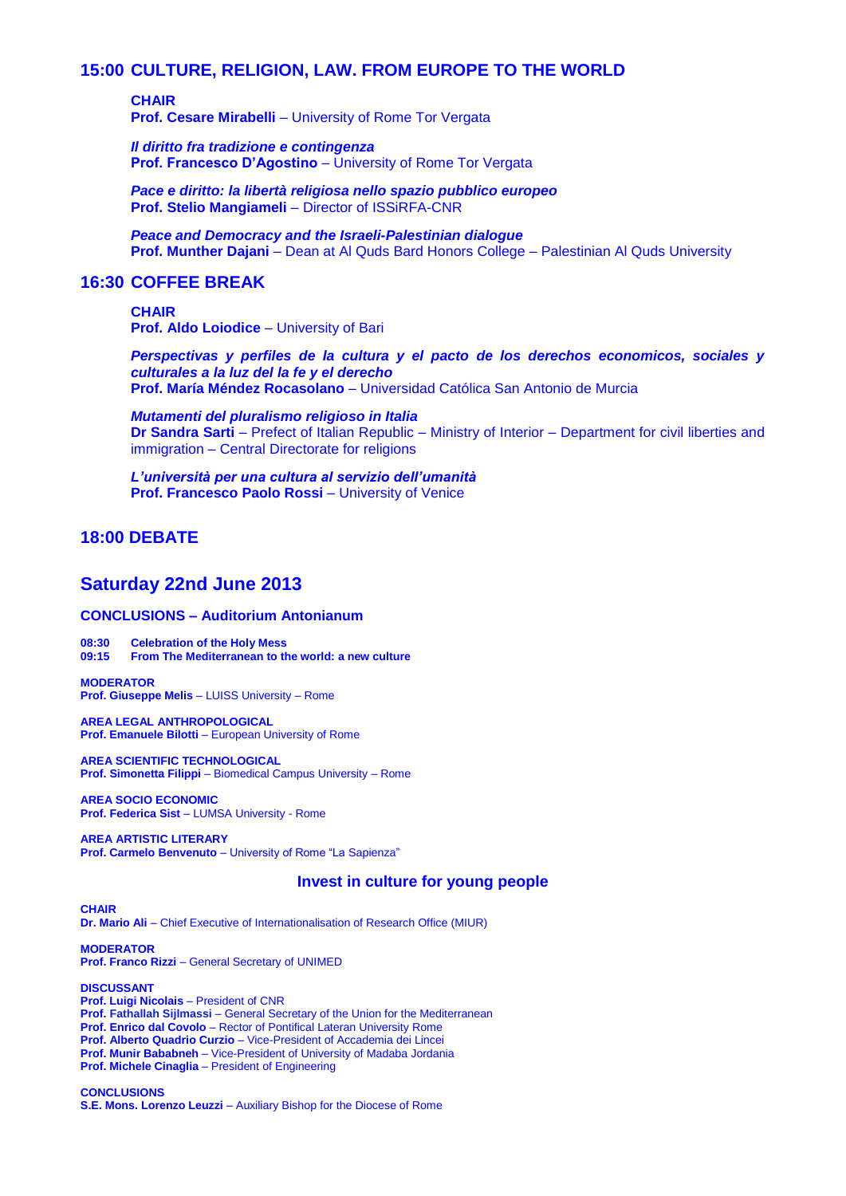## 15:00 CULTURE, RELIGION, LAW. FROM EUROPE TO THE WORLD

**CHAIR**
**Prof. Cesare Mirabelli** – University of Rome Tor Vergata

***Il diritto fra tradizione e contingenza***
**Prof. Francesco D'Agostino** – University of Rome Tor Vergata

***Pace e diritto: la libertà religiosa nello spazio pubblico europeo***
**Prof. Stelio Mangiameli** – Director of ISSiRFA-CNR

***Peace and Democracy and the Israeli-Palestinian dialogue***
**Prof. Munther Dajani** – Dean at Al Quds Bard Honors College – Palestinian Al Quds University

## 16:30 COFFEE BREAK

**CHAIR**
**Prof. Aldo Loiodice** – University of Bari

***Perspectivas y perfiles de la cultura y el pacto de los derechos economicos, sociales y culturales a la luz del la fe y el derecho***
**Prof. María Méndez Rocasolano** – Universidad Católica San Antonio de Murcia

***Mutamenti del pluralismo religioso in Italia***
**Dr Sandra Sarti** – Prefect of Italian Republic – Ministry of Interior – Department for civil liberties and immigration – Central Directorate for religions

***L'università per una cultura al servizio dell'umanità***
**Prof. Francesco Paolo Rossi** – University of Venice

## 18:00 DEBATE

## Saturday 22nd June 2013

### CONCLUSIONS – Auditorium Antonianum

**08:30 Celebration of the Holy Mess**
**09:15 From The Mediterranean to the world: a new culture**

**MODERATOR**
**Prof. Giuseppe Melis** – LUISS University – Rome

**AREA LEGAL ANTHROPOLOGICAL**
**Prof. Emanuele Bilotti** – European University of Rome

**AREA SCIENTIFIC TECHNOLOGICAL**
**Prof. Simonetta Filippi** – Biomedical Campus University – Rome

**AREA SOCIO ECONOMIC**
**Prof. Federica Sist** – LUMSA University - Rome

**AREA ARTISTIC LITERARY**
**Prof. Carmelo Benvenuto** – University of Rome "La Sapienza"

### Invest in culture for young people

**CHAIR**
**Dr. Mario Ali** – Chief Executive of Internationalisation of Research Office (MIUR)

**MODERATOR**
**Prof. Franco Rizzi** – General Secretary of UNIMED

**DISCUSSANT**
**Prof. Luigi Nicolais** – President of CNR
**Prof. Fathallah Sijlmassi** – General Secretary of the Union for the Mediterranean
**Prof. Enrico dal Covolo** – Rector of Pontifical Lateran University Rome
**Prof. Alberto Quadrio Curzio** – Vice-President of Accademia dei Lincei
**Prof. Munir Bababneh** – Vice-President of University of Madaba Jordania
**Prof. Michele Cinaglia** – President of Engineering

**CONCLUSIONS**
**S.E. Mons. Lorenzo Leuzzi** – Auxiliary Bishop for the Diocese of Rome